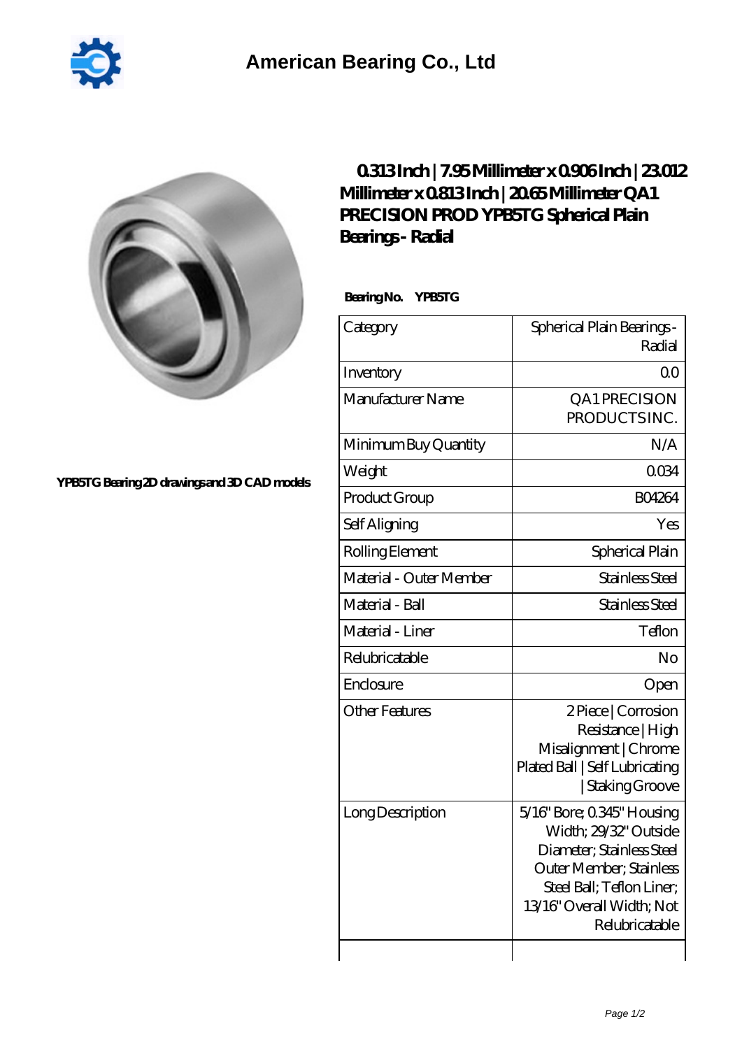# American Bearing Co., Ltd

YPB5TG Bearing 2D drawings and 3D CAD models

## 0.313 Inch | 7.95 Millimeter x 0.906 Inch | 23.012 Millimeter x 0.813 Inch | 20.65 Millimeter QA1 PRECISION PROD YPB5TG Spherical Plain Bearings - Radial

**Bearing No. YPB5TG**

| Category | Spherical Plain Bearings - Radial |
|---|---|
| Inventory | 0.0 |
| Manufacturer Name | QA1 PRECISION PRODUCTS INC. |
| Minimum Buy Quantity | N/A |
| Weight | 0.034 |
| Product Group | B04264 |
| Self Aligning | Yes |
| Rolling Element | Spherical Plain |
| Material - Outer Member | Stainless Steel |
| Material - Ball | Stainless Steel |
| Material - Liner | Teflon |
| Relubricatable | No |
| Enclosure | Open |
| Other Features | 2 Piece \| Corrosion Resistance \| High Misalignment \| Chrome Plated Ball \| Self Lubricating \| Staking Groove |
| Long Description | 5/16" Bore; 0.345" Housing Width; 29/32" Outside Diameter; Stainless Steel Outer Member; Stainless Steel Ball; Teflon Liner; 13/16" Overall Width; Not Relubricatable |
| | |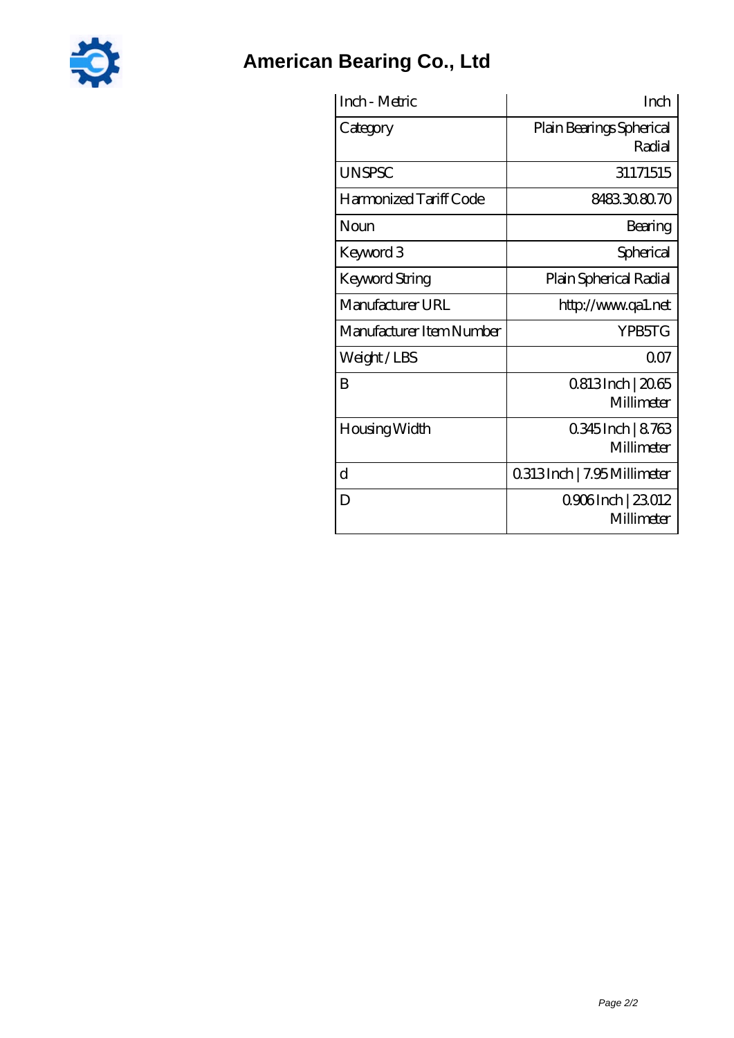# American Bearing Co., Ltd

| | |
|---|---|
| Inch - Metric | Inch |
| Category | Plain Bearings Spherical Radial |
| UNSPSC | 31171515 |
| Harmonized Tariff Code | 8483.30.80.70 |
| Noun | Bearing |
| Keyword 3 | Spherical |
| Keyword String | Plain Spherical Radial |
| Manufacturer URL | http://www.qa1.net |
| Manufacturer Item Number | YPB5TG |
| Weight / LBS | 0.07 |
| B | 0.813 Inch \| 20.65 Millimeter |
| Housing Width | 0.345 Inch \| 8.763 Millimeter |
| d | 0.313 Inch \| 7.95 Millimeter |
| D | 0.906 Inch \| 23.012 Millimeter |